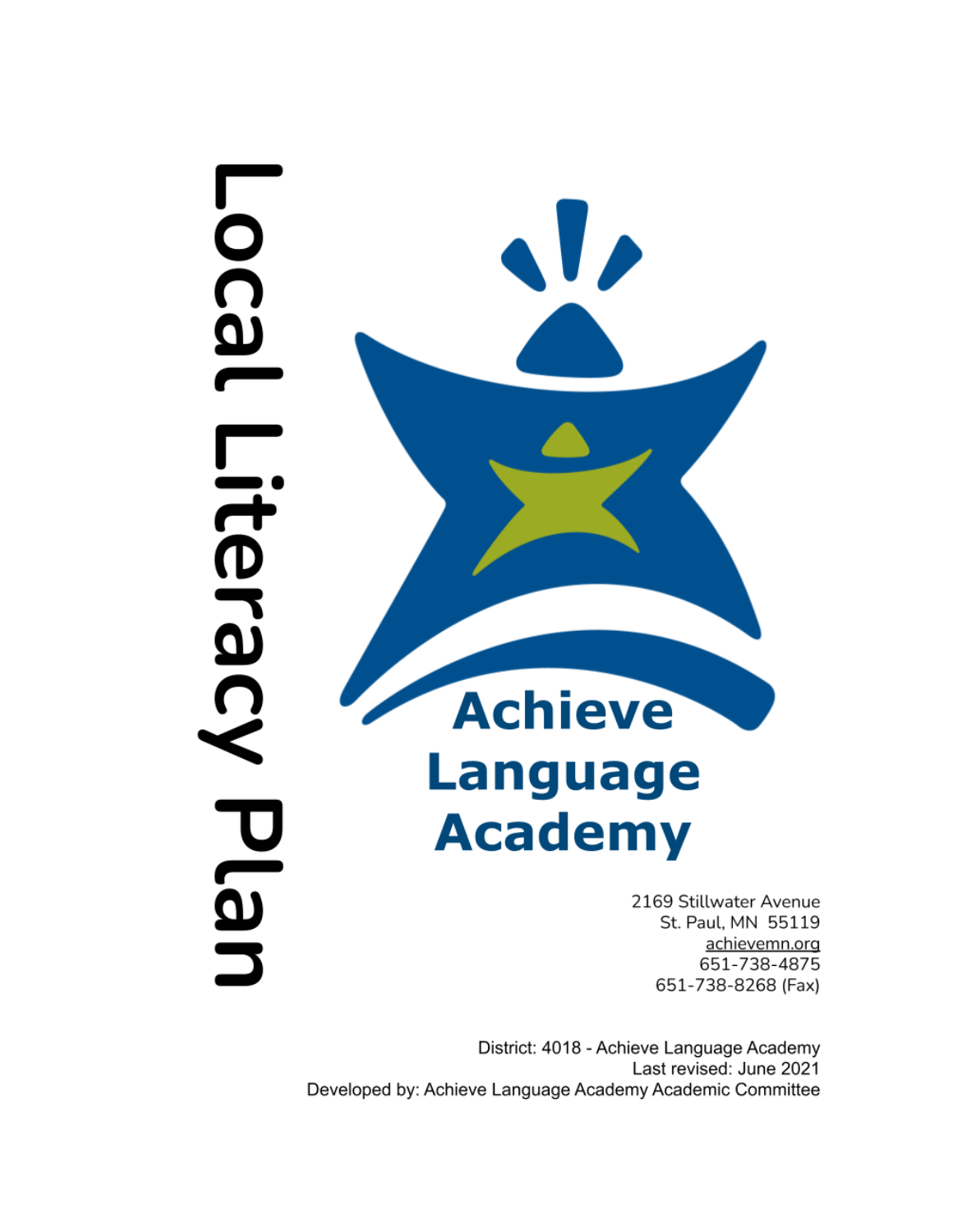# Local Literacy Plan

**Achieve Language Academy**

2169 Stillwater Avenue
St. Paul, MN 55119
achievemn.org
651-738-4875
651-738-8268 (Fax)

District: 4018 - Achieve Language Academy
Last revised: June 2021
Developed by: Achieve Language Academy Academic Committee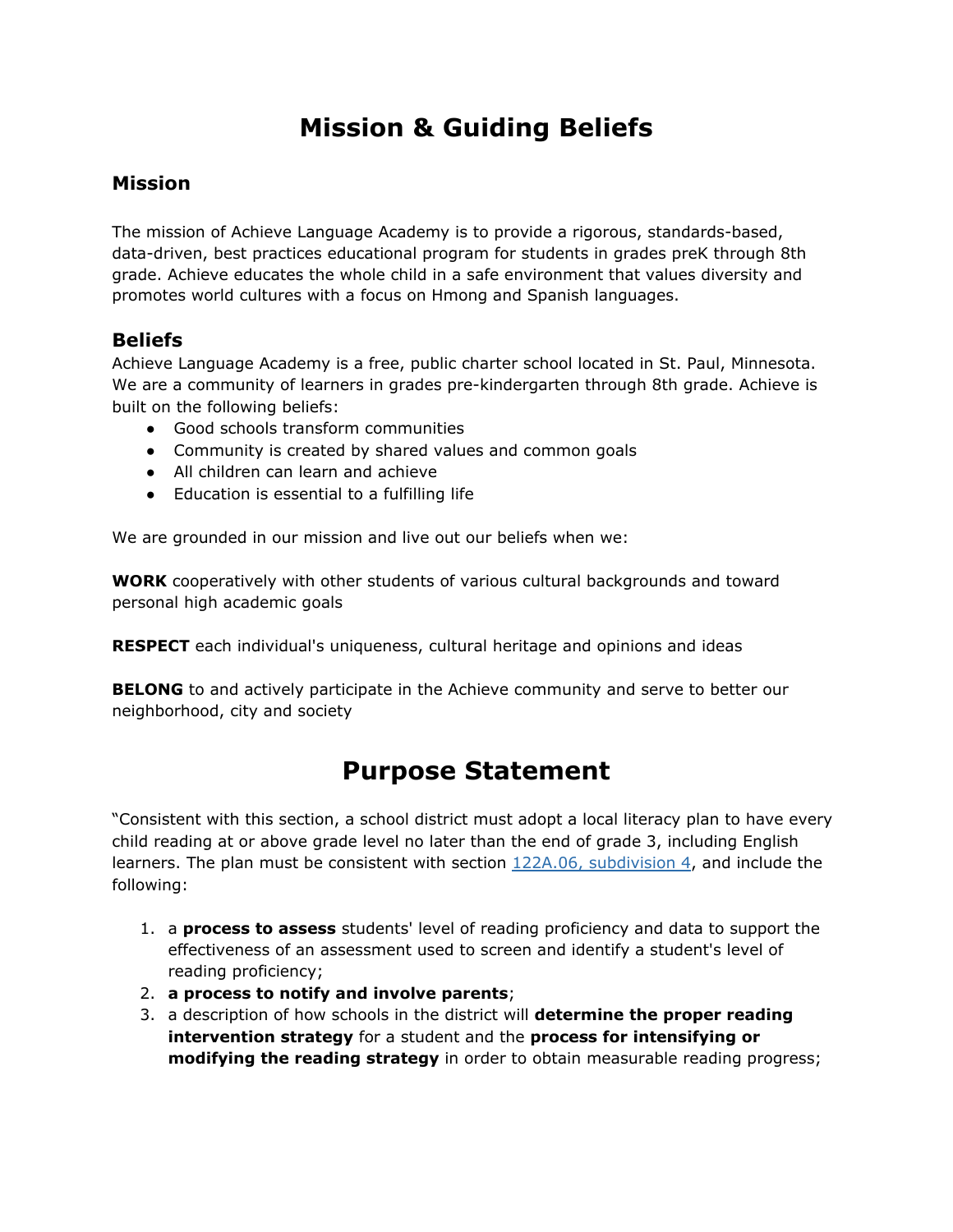# Mission & Guiding Beliefs

## Mission

The mission of Achieve Language Academy is to provide a rigorous, standards-based, data-driven, best practices educational program for students in grades preK through 8th grade. Achieve educates the whole child in a safe environment that values diversity and promotes world cultures with a focus on Hmong and Spanish languages.

## Beliefs

Achieve Language Academy is a free, public charter school located in St. Paul, Minnesota. We are a community of learners in grades pre-kindergarten through 8th grade. Achieve is built on the following beliefs:

- Good schools transform communities
- Community is created by shared values and common goals
- All children can learn and achieve
- Education is essential to a fulfilling life

We are grounded in our mission and live out our beliefs when we:

**WORK** cooperatively with other students of various cultural backgrounds and toward personal high academic goals

**RESPECT** each individual's uniqueness, cultural heritage and opinions and ideas

**BELONG** to and actively participate in the Achieve community and serve to better our neighborhood, city and society

# Purpose Statement

"Consistent with this section, a school district must adopt a local literacy plan to have every child reading at or above grade level no later than the end of grade 3, including English learners. The plan must be consistent with section 122A.06, subdivision 4, and include the following:

1. a **process to assess** students' level of reading proficiency and data to support the effectiveness of an assessment used to screen and identify a student's level of reading proficiency;
2. **a process to notify and involve parents**;
3. a description of how schools in the district will **determine the proper reading intervention strategy** for a student and the **process for intensifying or modifying the reading strategy** in order to obtain measurable reading progress;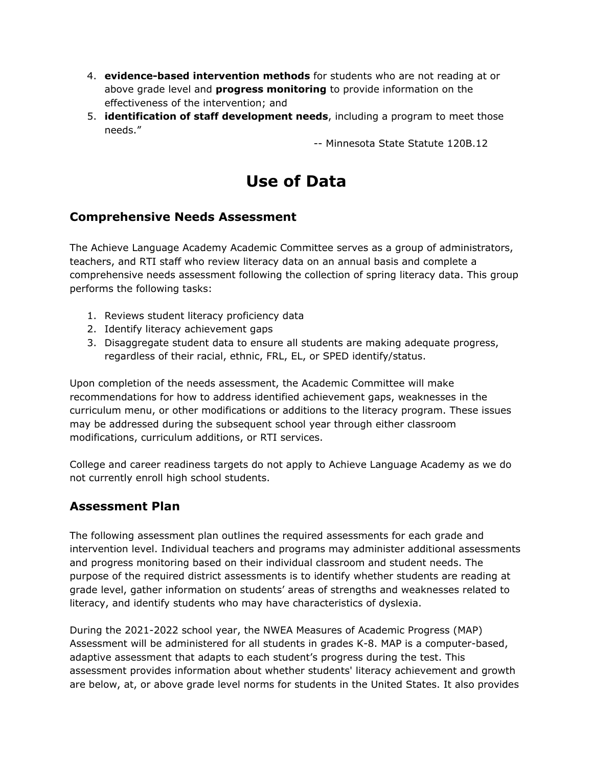4. **evidence-based intervention methods** for students who are not reading at or above grade level and **progress monitoring** to provide information on the effectiveness of the intervention; and
5. **identification of staff development needs**, including a program to meet those needs."

-- Minnesota State Statute 120B.12

# Use of Data

## Comprehensive Needs Assessment

The Achieve Language Academy Academic Committee serves as a group of administrators, teachers, and RTI staff who review literacy data on an annual basis and complete a comprehensive needs assessment following the collection of spring literacy data. This group performs the following tasks:

1. Reviews student literacy proficiency data
2. Identify literacy achievement gaps
3. Disaggregate student data to ensure all students are making adequate progress, regardless of their racial, ethnic, FRL, EL, or SPED identify/status.

Upon completion of the needs assessment, the Academic Committee will make recommendations for how to address identified achievement gaps, weaknesses in the curriculum menu, or other modifications or additions to the literacy program. These issues may be addressed during the subsequent school year through either classroom modifications, curriculum additions, or RTI services.

College and career readiness targets do not apply to Achieve Language Academy as we do not currently enroll high school students.

## Assessment Plan

The following assessment plan outlines the required assessments for each grade and intervention level. Individual teachers and programs may administer additional assessments and progress monitoring based on their individual classroom and student needs. The purpose of the required district assessments is to identify whether students are reading at grade level, gather information on students' areas of strengths and weaknesses related to literacy, and identify students who may have characteristics of dyslexia.

During the 2021-2022 school year, the NWEA Measures of Academic Progress (MAP) Assessment will be administered for all students in grades K-8. MAP is a computer-based, adaptive assessment that adapts to each student's progress during the test. This assessment provides information about whether students' literacy achievement and growth are below, at, or above grade level norms for students in the United States. It also provides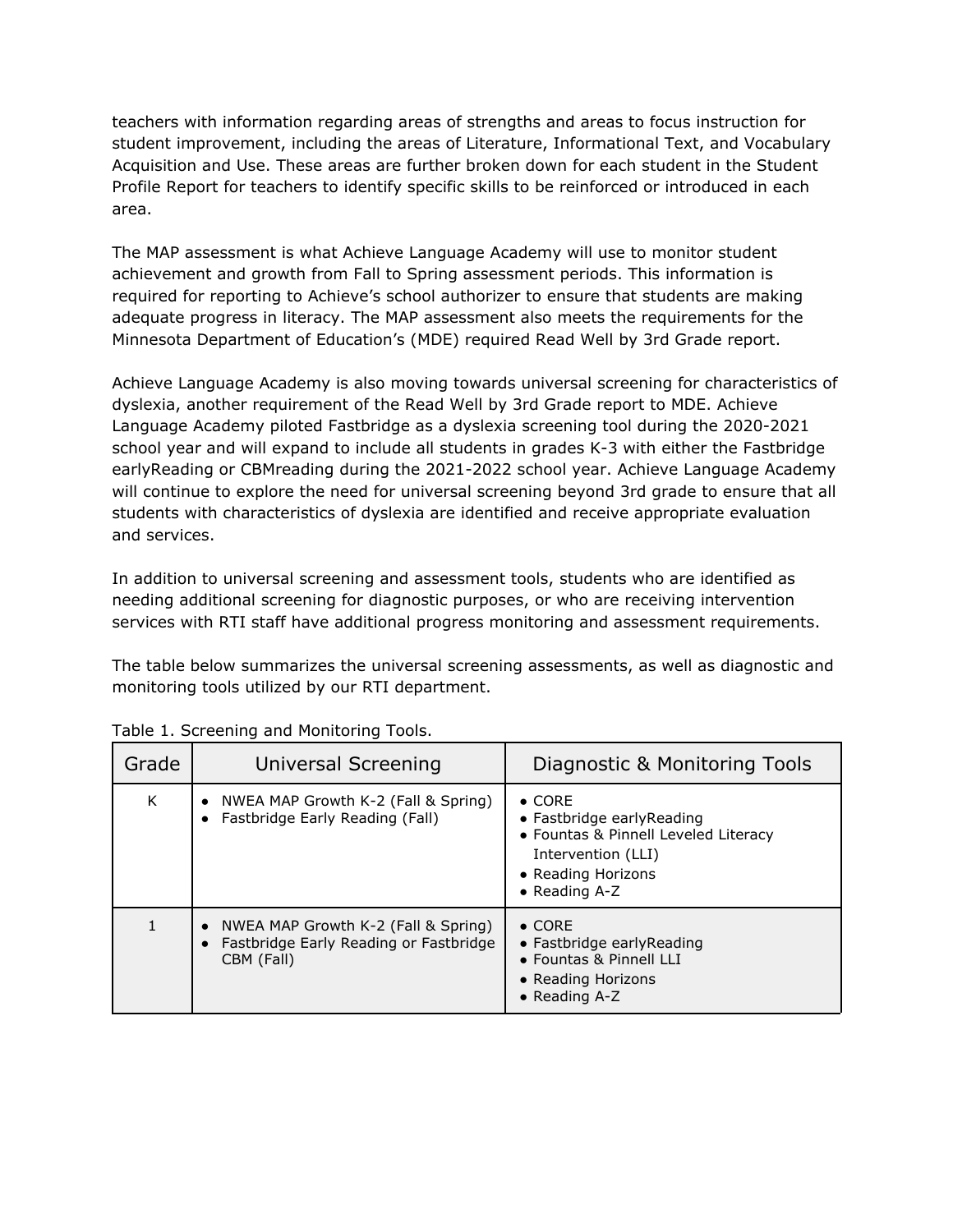teachers with information regarding areas of strengths and areas to focus instruction for student improvement, including the areas of Literature, Informational Text, and Vocabulary Acquisition and Use. These areas are further broken down for each student in the Student Profile Report for teachers to identify specific skills to be reinforced or introduced in each area.

The MAP assessment is what Achieve Language Academy will use to monitor student achievement and growth from Fall to Spring assessment periods. This information is required for reporting to Achieve's school authorizer to ensure that students are making adequate progress in literacy. The MAP assessment also meets the requirements for the Minnesota Department of Education's (MDE) required Read Well by 3rd Grade report.

Achieve Language Academy is also moving towards universal screening for characteristics of dyslexia, another requirement of the Read Well by 3rd Grade report to MDE. Achieve Language Academy piloted Fastbridge as a dyslexia screening tool during the 2020-2021 school year and will expand to include all students in grades K-3 with either the Fastbridge earlyReading or CBMreading during the 2021-2022 school year. Achieve Language Academy will continue to explore the need for universal screening beyond 3rd grade to ensure that all students with characteristics of dyslexia are identified and receive appropriate evaluation and services.

In addition to universal screening and assessment tools, students who are identified as needing additional screening for diagnostic purposes, or who are receiving intervention services with RTI staff have additional progress monitoring and assessment requirements.

The table below summarizes the universal screening assessments, as well as diagnostic and monitoring tools utilized by our RTI department.

Table 1. Screening and Monitoring Tools.

| Grade | Universal Screening | Diagnostic & Monitoring Tools |
|---|---|---|
| K | • NWEA MAP Growth K-2 (Fall & Spring)<br>• Fastbridge Early Reading (Fall) | • CORE<br>• Fastbridge earlyReading<br>• Fountas & Pinnell Leveled Literacy Intervention (LLI)<br>• Reading Horizons<br>• Reading A-Z |
| 1 | • NWEA MAP Growth K-2 (Fall & Spring)<br>• Fastbridge Early Reading or Fastbridge CBM (Fall) | • CORE<br>• Fastbridge earlyReading<br>• Fountas & Pinnell LLI<br>• Reading Horizons<br>• Reading A-Z |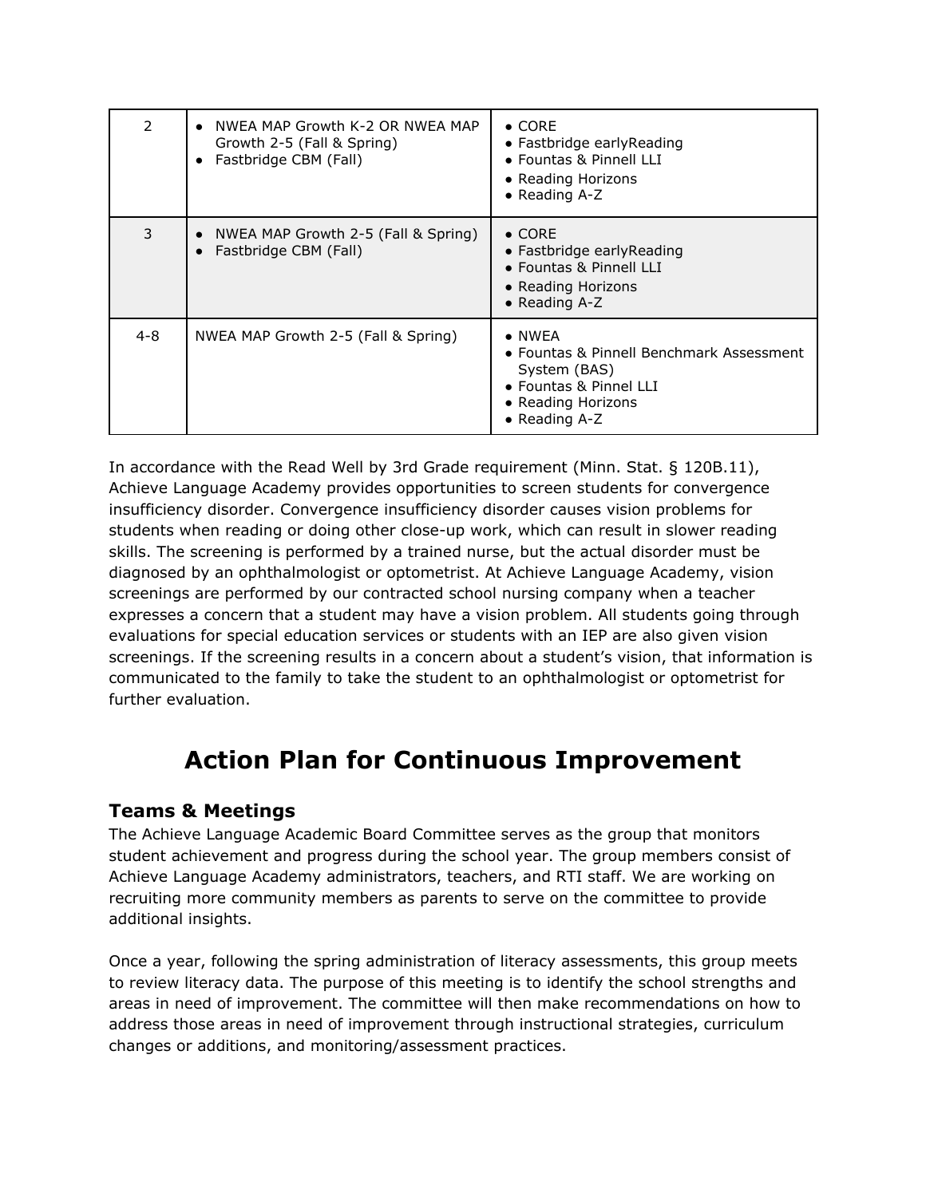| 2 | • NWEA MAP Growth K-2 OR NWEA MAP Growth 2-5 (Fall & Spring)<br>• Fastbridge CBM (Fall) | • CORE<br>• Fastbridge earlyReading<br>• Fountas & Pinnell LLI<br>• Reading Horizons<br>• Reading A-Z |
|---|---|---|
| 3 | • NWEA MAP Growth 2-5 (Fall & Spring)<br>• Fastbridge CBM (Fall) | • CORE<br>• Fastbridge earlyReading<br>• Fountas & Pinnell LLI<br>• Reading Horizons<br>• Reading A-Z |
| 4-8 | NWEA MAP Growth 2-5 (Fall & Spring) | • NWEA<br>• Fountas & Pinnell Benchmark Assessment System (BAS)<br>• Fountas & Pinnel LLI<br>• Reading Horizons<br>• Reading A-Z |

In accordance with the Read Well by 3rd Grade requirement (Minn. Stat. § 120B.11), Achieve Language Academy provides opportunities to screen students for convergence insufficiency disorder. Convergence insufficiency disorder causes vision problems for students when reading or doing other close-up work, which can result in slower reading skills. The screening is performed by a trained nurse, but the actual disorder must be diagnosed by an ophthalmologist or optometrist. At Achieve Language Academy, vision screenings are performed by our contracted school nursing company when a teacher expresses a concern that a student may have a vision problem. All students going through evaluations for special education services or students with an IEP are also given vision screenings. If the screening results in a concern about a student's vision, that information is communicated to the family to take the student to an ophthalmologist or optometrist for further evaluation.

# Action Plan for Continuous Improvement

## Teams & Meetings

The Achieve Language Academic Board Committee serves as the group that monitors student achievement and progress during the school year. The group members consist of Achieve Language Academy administrators, teachers, and RTI staff. We are working on recruiting more community members as parents to serve on the committee to provide additional insights.

Once a year, following the spring administration of literacy assessments, this group meets to review literacy data. The purpose of this meeting is to identify the school strengths and areas in need of improvement. The committee will then make recommendations on how to address those areas in need of improvement through instructional strategies, curriculum changes or additions, and monitoring/assessment practices.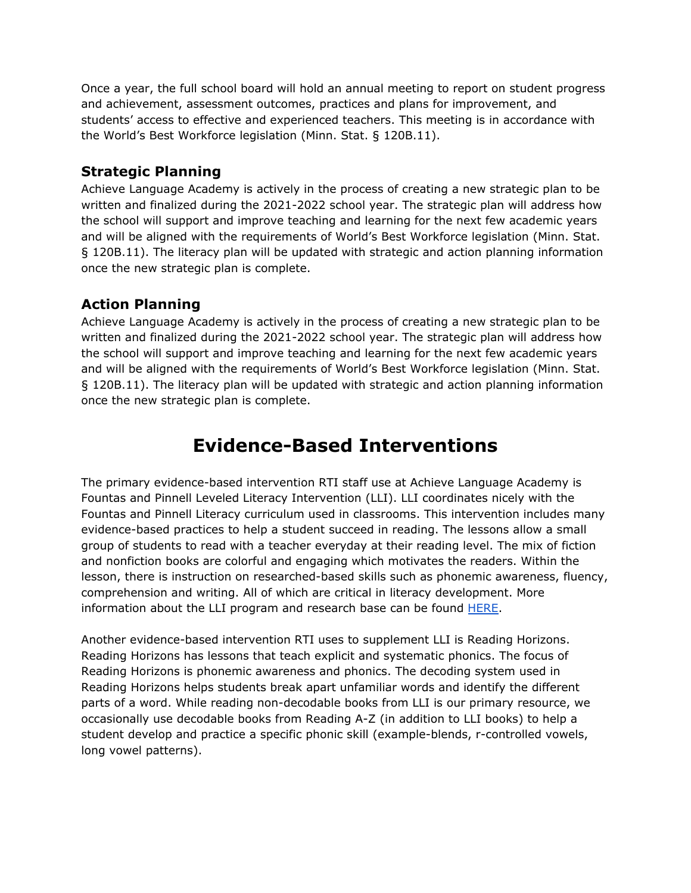Once a year, the full school board will hold an annual meeting to report on student progress and achievement, assessment outcomes, practices and plans for improvement, and students' access to effective and experienced teachers. This meeting is in accordance with the World's Best Workforce legislation (Minn. Stat. § 120B.11).

### Strategic Planning

Achieve Language Academy is actively in the process of creating a new strategic plan to be written and finalized during the 2021-2022 school year. The strategic plan will address how the school will support and improve teaching and learning for the next few academic years and will be aligned with the requirements of World's Best Workforce legislation (Minn. Stat. § 120B.11). The literacy plan will be updated with strategic and action planning information once the new strategic plan is complete.

### Action Planning

Achieve Language Academy is actively in the process of creating a new strategic plan to be written and finalized during the 2021-2022 school year. The strategic plan will address how the school will support and improve teaching and learning for the next few academic years and will be aligned with the requirements of World's Best Workforce legislation (Minn. Stat. § 120B.11). The literacy plan will be updated with strategic and action planning information once the new strategic plan is complete.

## Evidence-Based Interventions

The primary evidence-based intervention RTI staff use at Achieve Language Academy is Fountas and Pinnell Leveled Literacy Intervention (LLI). LLI coordinates nicely with the Fountas and Pinnell Literacy curriculum used in classrooms. This intervention includes many evidence-based practices to help a student succeed in reading. The lessons allow a small group of students to read with a teacher everyday at their reading level. The mix of fiction and nonfiction books are colorful and engaging which motivates the readers. Within the lesson, there is instruction on researched-based skills such as phonemic awareness, fluency, comprehension and writing. All of which are critical in literacy development. More information about the LLI program and research base can be found HERE.

Another evidence-based intervention RTI uses to supplement LLI is Reading Horizons. Reading Horizons has lessons that teach explicit and systematic phonics. The focus of Reading Horizons is phonemic awareness and phonics. The decoding system used in Reading Horizons helps students break apart unfamiliar words and identify the different parts of a word. While reading non-decodable books from LLI is our primary resource, we occasionally use decodable books from Reading A-Z (in addition to LLI books) to help a student develop and practice a specific phonic skill (example-blends, r-controlled vowels, long vowel patterns).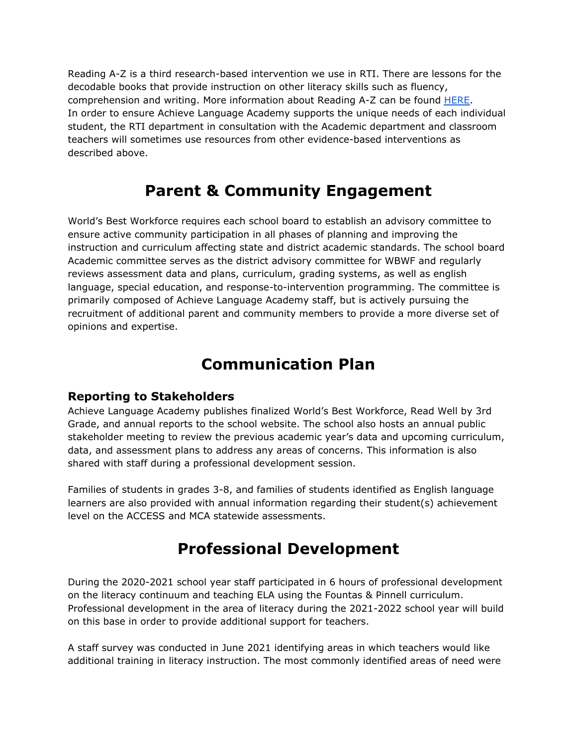Reading A-Z is a third research-based intervention we use in RTI. There are lessons for the decodable books that provide instruction on other literacy skills such as fluency, comprehension and writing. More information about Reading A-Z can be found HERE.
In order to ensure Achieve Language Academy supports the unique needs of each individual student, the RTI department in consultation with the Academic department and classroom teachers will sometimes use resources from other evidence-based interventions as described above.

# Parent & Community Engagement

World's Best Workforce requires each school board to establish an advisory committee to ensure active community participation in all phases of planning and improving the instruction and curriculum affecting state and district academic standards. The school board Academic committee serves as the district advisory committee for WBWF and regularly reviews assessment data and plans, curriculum, grading systems, as well as english language, special education, and response-to-intervention programming. The committee is primarily composed of Achieve Language Academy staff, but is actively pursuing the recruitment of additional parent and community members to provide a more diverse set of opinions and expertise.

# Communication Plan

### Reporting to Stakeholders

Achieve Language Academy publishes finalized World's Best Workforce, Read Well by 3rd Grade, and annual reports to the school website. The school also hosts an annual public stakeholder meeting to review the previous academic year's data and upcoming curriculum, data, and assessment plans to address any areas of concerns. This information is also shared with staff during a professional development session.

Families of students in grades 3-8, and families of students identified as English language learners are also provided with annual information regarding their student(s) achievement level on the ACCESS and MCA statewide assessments.

# Professional Development

During the 2020-2021 school year staff participated in 6 hours of professional development on the literacy continuum and teaching ELA using the Fountas & Pinnell curriculum. Professional development in the area of literacy during the 2021-2022 school year will build on this base in order to provide additional support for teachers.

A staff survey was conducted in June 2021 identifying areas in which teachers would like additional training in literacy instruction. The most commonly identified areas of need were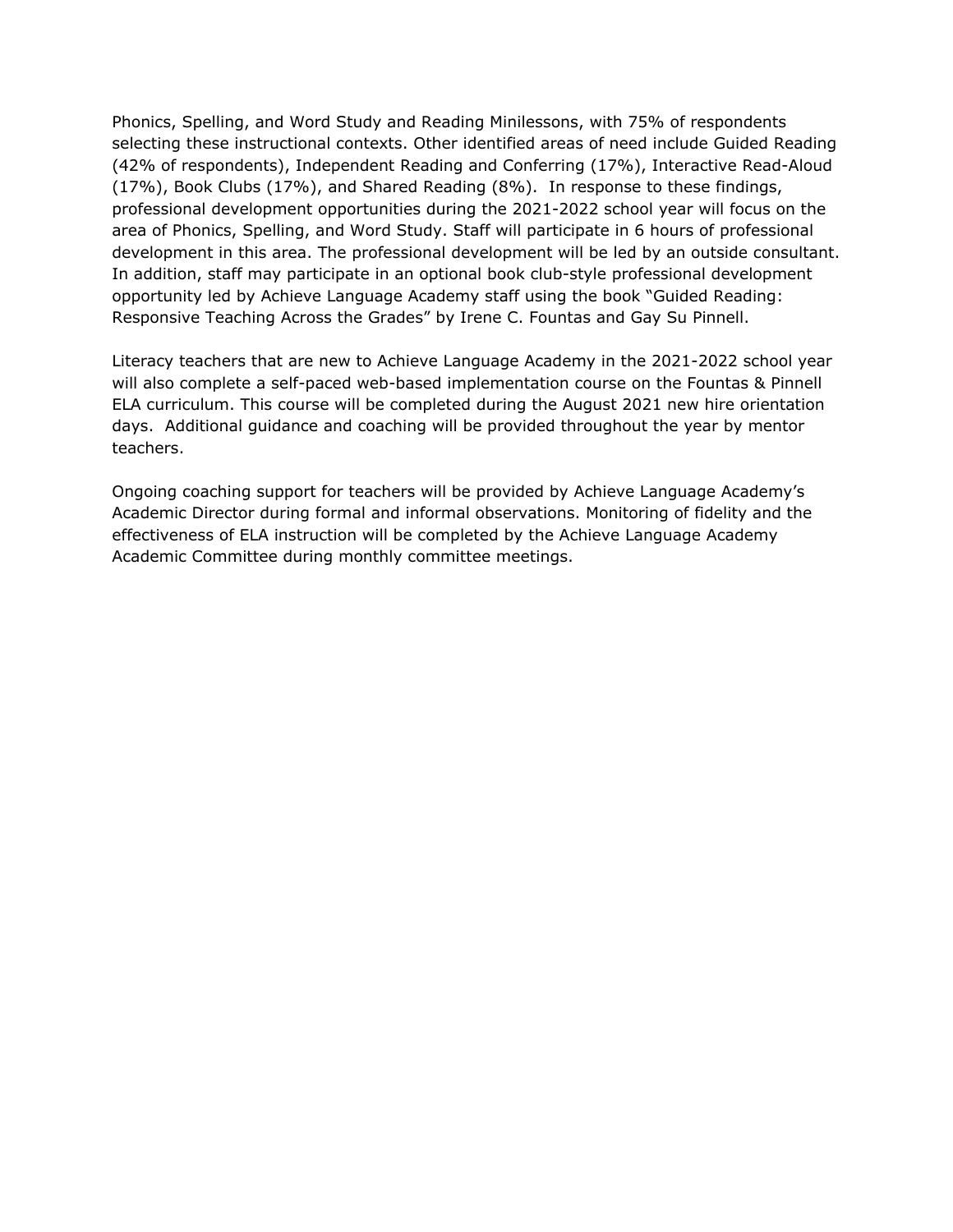Phonics, Spelling, and Word Study and Reading Minilessons, with 75% of respondents selecting these instructional contexts. Other identified areas of need include Guided Reading (42% of respondents), Independent Reading and Conferring (17%), Interactive Read-Aloud (17%), Book Clubs (17%), and Shared Reading (8%). In response to these findings, professional development opportunities during the 2021-2022 school year will focus on the area of Phonics, Spelling, and Word Study. Staff will participate in 6 hours of professional development in this area. The professional development will be led by an outside consultant. In addition, staff may participate in an optional book club-style professional development opportunity led by Achieve Language Academy staff using the book "Guided Reading: Responsive Teaching Across the Grades" by Irene C. Fountas and Gay Su Pinnell.

Literacy teachers that are new to Achieve Language Academy in the 2021-2022 school year will also complete a self-paced web-based implementation course on the Fountas & Pinnell ELA curriculum. This course will be completed during the August 2021 new hire orientation days. Additional guidance and coaching will be provided throughout the year by mentor teachers.

Ongoing coaching support for teachers will be provided by Achieve Language Academy's Academic Director during formal and informal observations. Monitoring of fidelity and the effectiveness of ELA instruction will be completed by the Achieve Language Academy Academic Committee during monthly committee meetings.